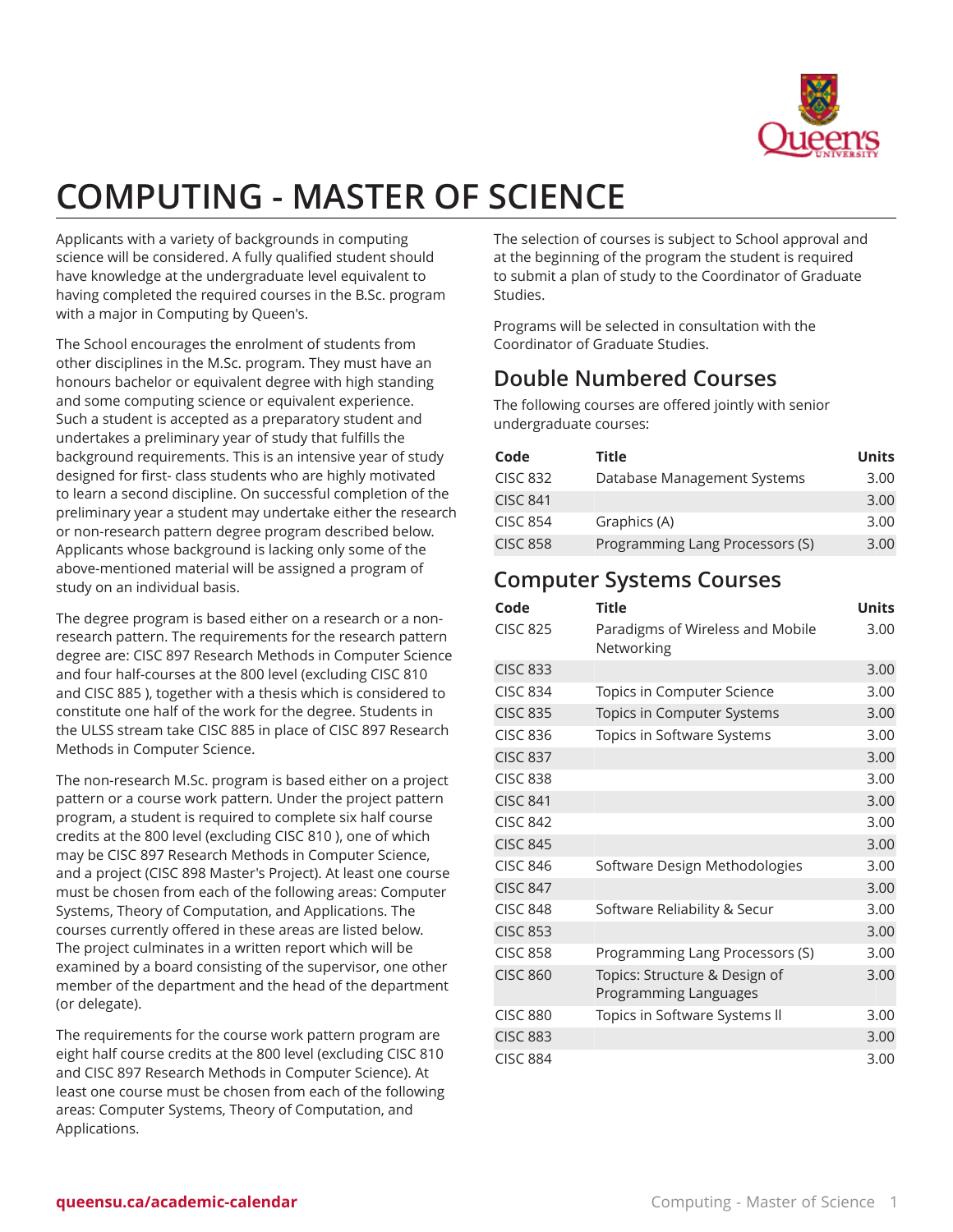# COMPUTING - MASTER OF SCIENCE

Applicants with a variety of backgrounds in computing science will be considered. A fully qualified student should have knowledge at the undergraduate level equivalent to having completed the required courses in the B.Sc. program with a major in Computing by Queen's.

The School encourages the enrolment of students from other disciplines in the M.Sc. program. They must have an honours bachelor or equivalent degree with high standing and some computing science or equivalent experience. Such a student is accepted as a preparatory student and undertakes a preliminary year of study that fulfills the background requirements. This is an intensive year of study designed for first- class students who are highly motivated to learn a second discipline. On successful completion of the preliminary year a student may undertake either the research or non-research pattern degree program described below. Applicants whose background is lacking only some of the above-mentioned material will be assigned a program of study on an individual basis.

The degree program is based either on a research or a non-research pattern. The requirements for the research pattern degree are: CISC 897 Research Methods in Computer Science and four half-courses at the 800 level (excluding CISC 810 and CISC 885 ), together with a thesis which is considered to constitute one half of the work for the degree. Students in the ULSS stream take CISC 885 in place of CISC 897 Research Methods in Computer Science.

The non-research M.Sc. program is based either on a project pattern or a course work pattern. Under the project pattern program, a student is required to complete six half course credits at the 800 level (excluding CISC 810 ), one of which may be CISC 897 Research Methods in Computer Science, and a project (CISC 898 Master's Project). At least one course must be chosen from each of the following areas: Computer Systems, Theory of Computation, and Applications. The courses currently offered in these areas are listed below. The project culminates in a written report which will be examined by a board consisting of the supervisor, one other member of the department and the head of the department (or delegate).

The requirements for the course work pattern program are eight half course credits at the 800 level (excluding CISC 810 and CISC 897 Research Methods in Computer Science). At least one course must be chosen from each of the following areas: Computer Systems, Theory of Computation, and Applications.

The selection of courses is subject to School approval and at the beginning of the program the student is required to submit a plan of study to the Coordinator of Graduate Studies.

Programs will be selected in consultation with the Coordinator of Graduate Studies.

## Double Numbered Courses

The following courses are offered jointly with senior undergraduate courses:

| Code | Title | Units |
|---|---|---|
| CISC 832 | Database Management Systems | 3.00 |
| CISC 841 | | 3.00 |
| CISC 854 | Graphics (A) | 3.00 |
| CISC 858 | Programming Lang Processors (S) | 3.00 |

## Computer Systems Courses

| Code | Title | Units |
|---|---|---|
| CISC 825 | Paradigms of Wireless and Mobile Networking | 3.00 |
| CISC 833 | | 3.00 |
| CISC 834 | Topics in Computer Science | 3.00 |
| CISC 835 | Topics in Computer Systems | 3.00 |
| CISC 836 | Topics in Software Systems | 3.00 |
| CISC 837 | | 3.00 |
| CISC 838 | | 3.00 |
| CISC 841 | | 3.00 |
| CISC 842 | | 3.00 |
| CISC 845 | | 3.00 |
| CISC 846 | Software Design Methodologies | 3.00 |
| CISC 847 | | 3.00 |
| CISC 848 | Software Reliability & Secur | 3.00 |
| CISC 853 | | 3.00 |
| CISC 858 | Programming Lang Processors (S) | 3.00 |
| CISC 860 | Topics: Structure & Design of Programming Languages | 3.00 |
| CISC 880 | Topics in Software Systems II | 3.00 |
| CISC 883 | | 3.00 |
| CISC 884 | | 3.00 |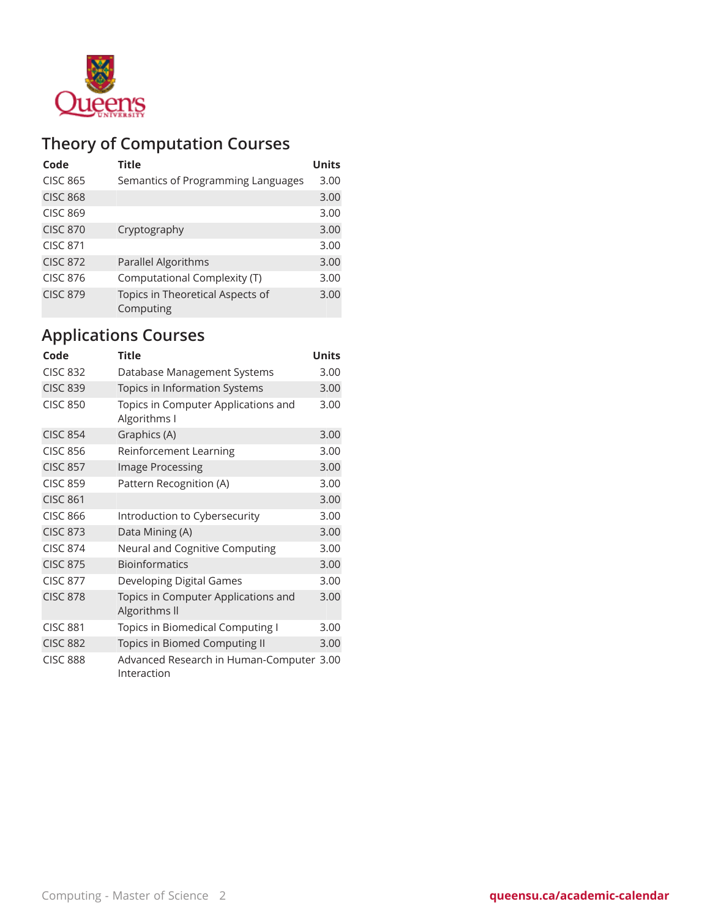## Theory of Computation Courses

| Code | Title | Units |
| --- | --- | --- |
| CISC 865 | Semantics of Programming Languages | 3.00 |
| CISC 868 | | 3.00 |
| CISC 869 | | 3.00 |
| CISC 870 | Cryptography | 3.00 |
| CISC 871 | | 3.00 |
| CISC 872 | Parallel Algorithms | 3.00 |
| CISC 876 | Computational Complexity (T) | 3.00 |
| CISC 879 | Topics in Theoretical Aspects of Computing | 3.00 |

## Applications Courses

| Code | Title | Units |
| --- | --- | --- |
| CISC 832 | Database Management Systems | 3.00 |
| CISC 839 | Topics in Information Systems | 3.00 |
| CISC 850 | Topics in Computer Applications and Algorithms I | 3.00 |
| CISC 854 | Graphics (A) | 3.00 |
| CISC 856 | Reinforcement Learning | 3.00 |
| CISC 857 | Image Processing | 3.00 |
| CISC 859 | Pattern Recognition (A) | 3.00 |
| CISC 861 | | 3.00 |
| CISC 866 | Introduction to Cybersecurity | 3.00 |
| CISC 873 | Data Mining (A) | 3.00 |
| CISC 874 | Neural and Cognitive Computing | 3.00 |
| CISC 875 | Bioinformatics | 3.00 |
| CISC 877 | Developing Digital Games | 3.00 |
| CISC 878 | Topics in Computer Applications and Algorithms II | 3.00 |
| CISC 881 | Topics in Biomedical Computing I | 3.00 |
| CISC 882 | Topics in Biomed Computing II | 3.00 |
| CISC 888 | Advanced Research in Human-Computer Interaction | 3.00 |